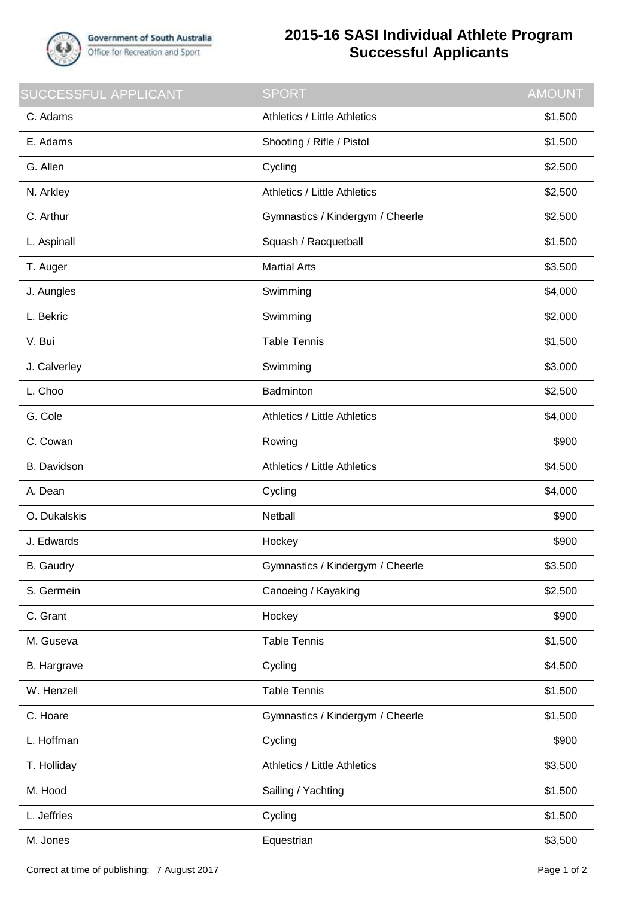Government of South Australia
Office for Recreation and Sport

# 2015-16 SASI Individual Athlete Program Successful Applicants

| SUCCESSFUL APPLICANT | SPORT | AMOUNT |
|---|---|---|
| C. Adams | Athletics / Little Athletics | $1,500 |
| E. Adams | Shooting / Rifle / Pistol | $1,500 |
| G. Allen | Cycling | $2,500 |
| N. Arkley | Athletics / Little Athletics | $2,500 |
| C. Arthur | Gymnastics / Kindergym / Cheerle | $2,500 |
| L. Aspinall | Squash / Racquetball | $1,500 |
| T. Auger | Martial Arts | $3,500 |
| J. Aungles | Swimming | $4,000 |
| L. Bekric | Swimming | $2,000 |
| V. Bui | Table Tennis | $1,500 |
| J. Calverley | Swimming | $3,000 |
| L. Choo | Badminton | $2,500 |
| G. Cole | Athletics / Little Athletics | $4,000 |
| C. Cowan | Rowing | $900 |
| B. Davidson | Athletics / Little Athletics | $4,500 |
| A. Dean | Cycling | $4,000 |
| O. Dukalskis | Netball | $900 |
| J. Edwards | Hockey | $900 |
| B. Gaudry | Gymnastics / Kindergym / Cheerle | $3,500 |
| S. Germein | Canoeing / Kayaking | $2,500 |
| C. Grant | Hockey | $900 |
| M. Guseva | Table Tennis | $1,500 |
| B. Hargrave | Cycling | $4,500 |
| W. Henzell | Table Tennis | $1,500 |
| C. Hoare | Gymnastics / Kindergym / Cheerle | $1,500 |
| L. Hoffman | Cycling | $900 |
| T. Holliday | Athletics / Little Athletics | $3,500 |
| M. Hood | Sailing / Yachting | $1,500 |
| L. Jeffries | Cycling | $1,500 |
| M. Jones | Equestrian | $3,500 |

Correct at time of publishing: 7 August 2017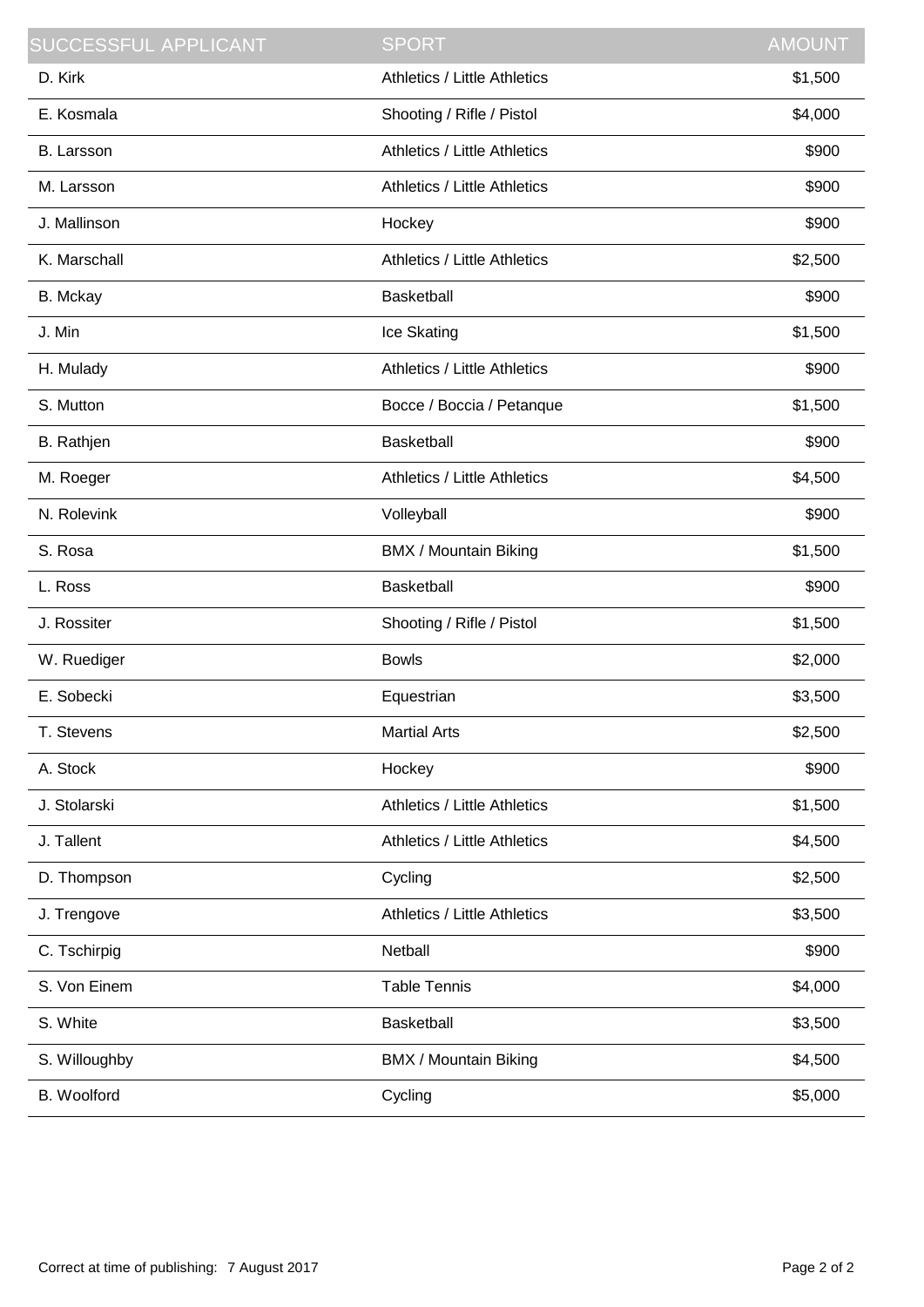| SUCCESSFUL APPLICANT | SPORT | AMOUNT |
| --- | --- | --- |
| D. Kirk | Athletics / Little Athletics | $1,500 |
| E. Kosmala | Shooting / Rifle / Pistol | $4,000 |
| B. Larsson | Athletics / Little Athletics | $900 |
| M. Larsson | Athletics / Little Athletics | $900 |
| J. Mallinson | Hockey | $900 |
| K. Marschall | Athletics / Little Athletics | $2,500 |
| B. Mckay | Basketball | $900 |
| J. Min | Ice Skating | $1,500 |
| H. Mulady | Athletics / Little Athletics | $900 |
| S. Mutton | Bocce / Boccia / Petanque | $1,500 |
| B. Rathjen | Basketball | $900 |
| M. Roeger | Athletics / Little Athletics | $4,500 |
| N. Rolevink | Volleyball | $900 |
| S. Rosa | BMX / Mountain Biking | $1,500 |
| L. Ross | Basketball | $900 |
| J. Rossiter | Shooting / Rifle / Pistol | $1,500 |
| W. Ruediger | Bowls | $2,000 |
| E. Sobecki | Equestrian | $3,500 |
| T. Stevens | Martial Arts | $2,500 |
| A. Stock | Hockey | $900 |
| J. Stolarski | Athletics / Little Athletics | $1,500 |
| J. Tallent | Athletics / Little Athletics | $4,500 |
| D. Thompson | Cycling | $2,500 |
| J. Trengove | Athletics / Little Athletics | $3,500 |
| C. Tschirpig | Netball | $900 |
| S. Von Einem | Table Tennis | $4,000 |
| S. White | Basketball | $3,500 |
| S. Willoughby | BMX / Mountain Biking | $4,500 |
| B. Woolford | Cycling | $5,000 |

Correct at time of publishing: 7 August 2017